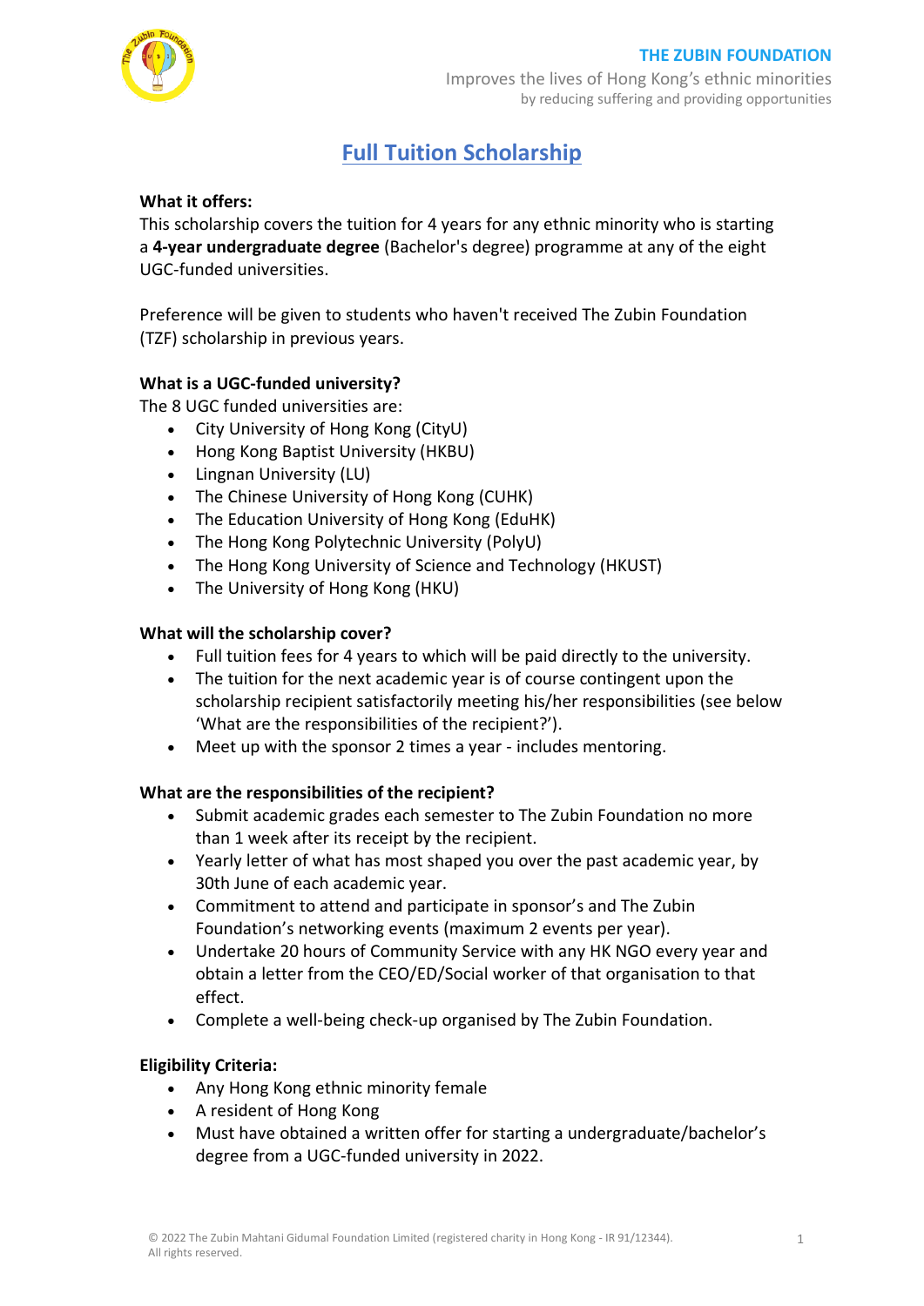# Full Tuition Scholarship

**What it offers:**
This scholarship covers the tuition for 4 years for any ethnic minority who is starting a **4-year undergraduate degree** (Bachelor's degree) programme at any of the eight UGC-funded universities.

Preference will be given to students who haven't received The Zubin Foundation (TZF) scholarship in previous years.

**What is a UGC-funded university?**
The 8 UGC funded universities are:

- City University of Hong Kong (CityU)
- Hong Kong Baptist University (HKBU)
- Lingnan University (LU)
- The Chinese University of Hong Kong (CUHK)
- The Education University of Hong Kong (EduHK)
- The Hong Kong Polytechnic University (PolyU)
- The Hong Kong University of Science and Technology (HKUST)
- The University of Hong Kong (HKU)

**What will the scholarship cover?**

- Full tuition fees for 4 years to which will be paid directly to the university.
- The tuition for the next academic year is of course contingent upon the scholarship recipient satisfactorily meeting his/her responsibilities (see below 'What are the responsibilities of the recipient?').
- Meet up with the sponsor 2 times a year - includes mentoring.

**What are the responsibilities of the recipient?**

- Submit academic grades each semester to The Zubin Foundation no more than 1 week after its receipt by the recipient.
- Yearly letter of what has most shaped you over the past academic year, by 30th June of each academic year.
- Commitment to attend and participate in sponsor's and The Zubin Foundation's networking events (maximum 2 events per year).
- Undertake 20 hours of Community Service with any HK NGO every year and obtain a letter from the CEO/ED/Social worker of that organisation to that effect.
- Complete a well-being check-up organised by The Zubin Foundation.

**Eligibility Criteria:**

- Any Hong Kong ethnic minority female
- A resident of Hong Kong
- Must have obtained a written offer for starting a undergraduate/bachelor's degree from a UGC-funded university in 2022.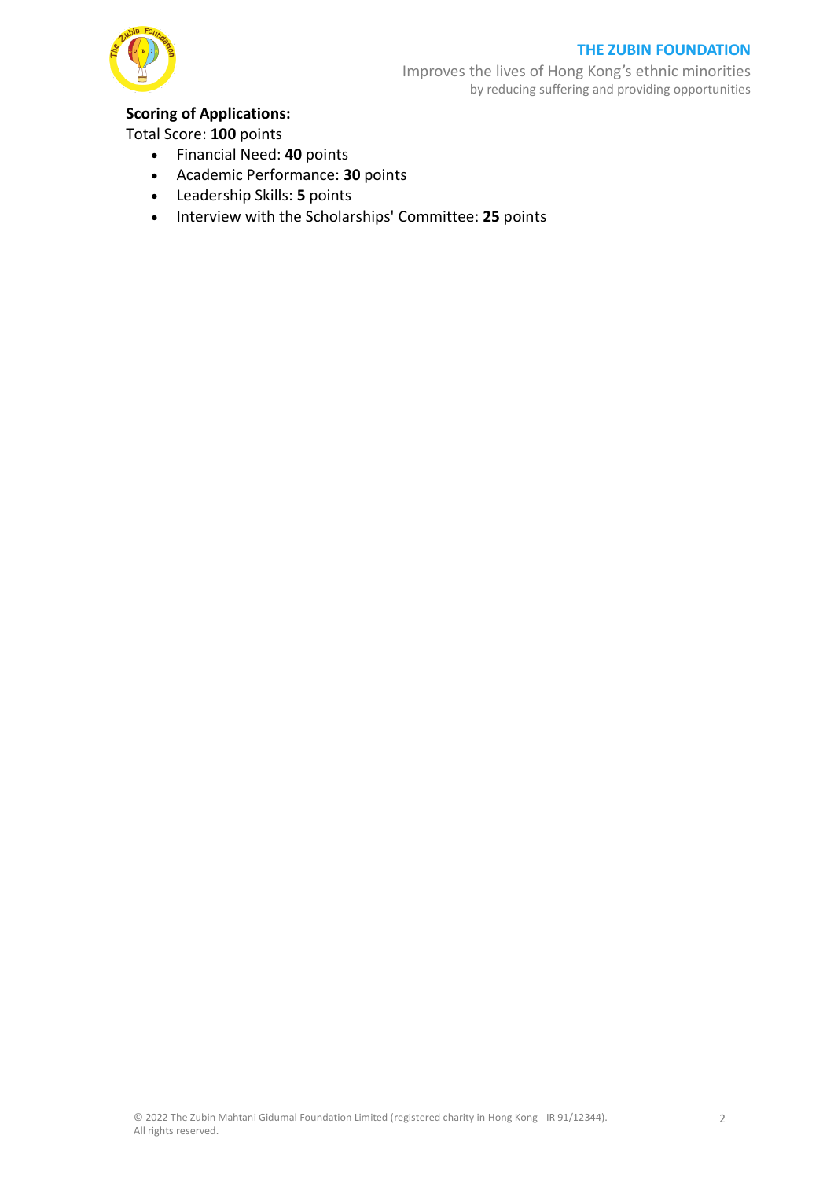**Scoring of Applications:**

Total Score: **100** points

- Financial Need: **40** points
- Academic Performance: **30** points
- Leadership Skills: **5** points
- Interview with the Scholarships' Committee: **25** points